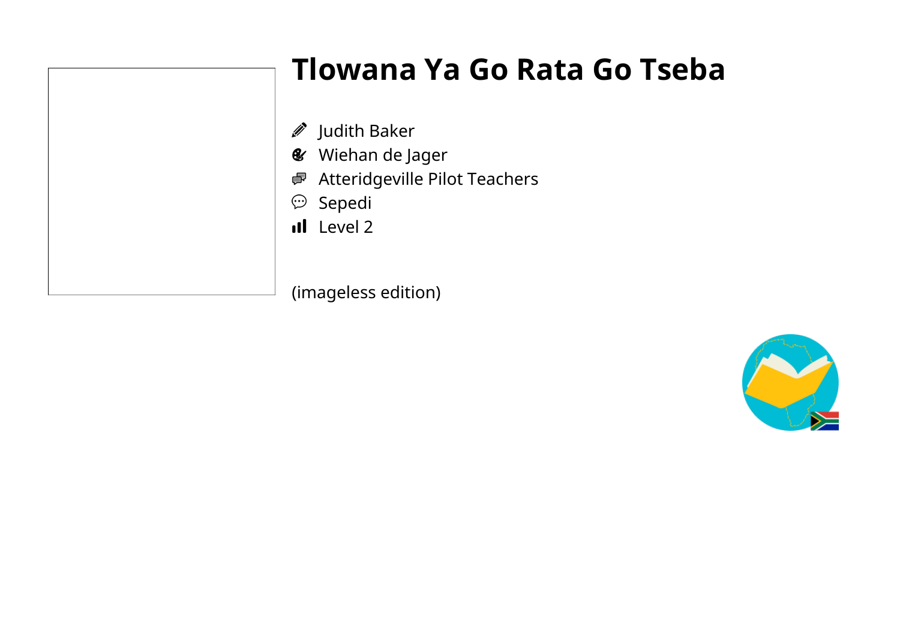# Tlowana Ya Go Rata Go Tseba

- Judith Baker
- Wiehan de Jager
- Atteridgeville Pilot Teachers
- Sepedi
- Level 2

(imageless edition)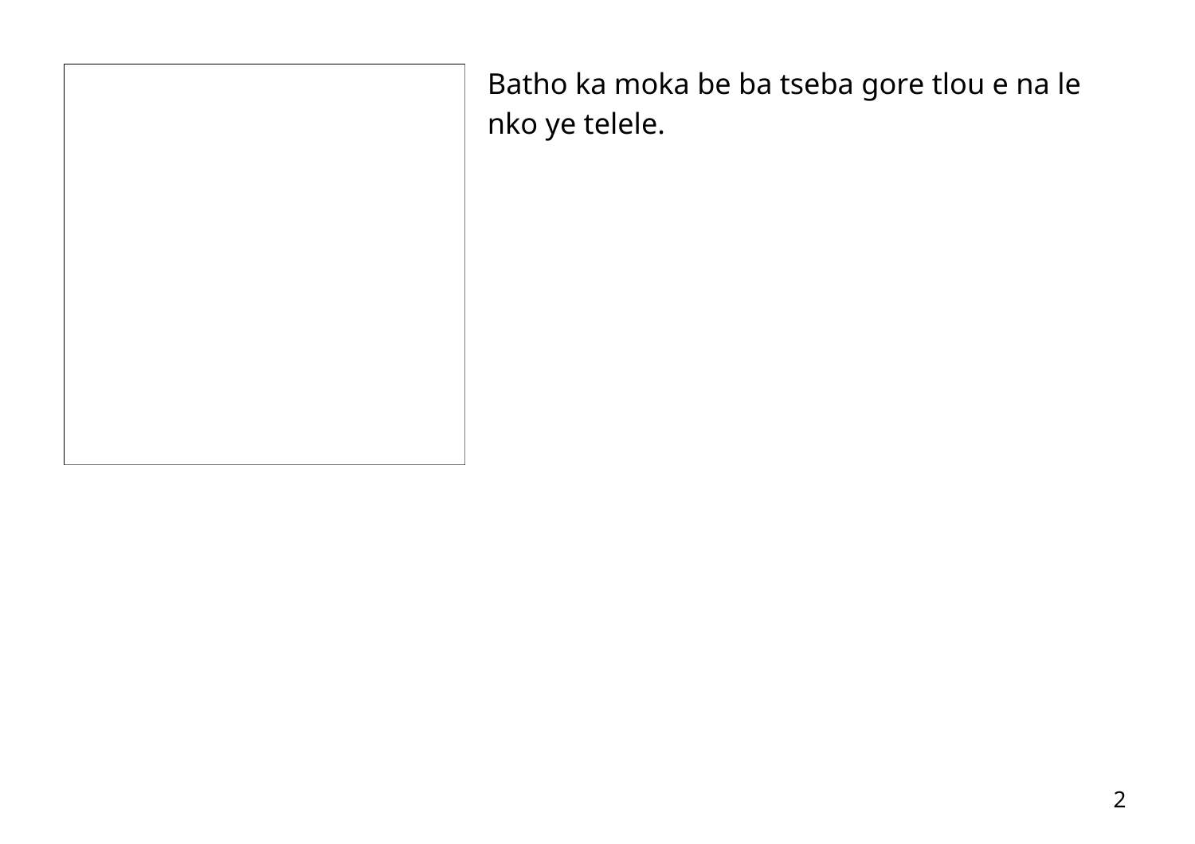Batho ka moka be ba tseba gore tlou e na le nko ye telele.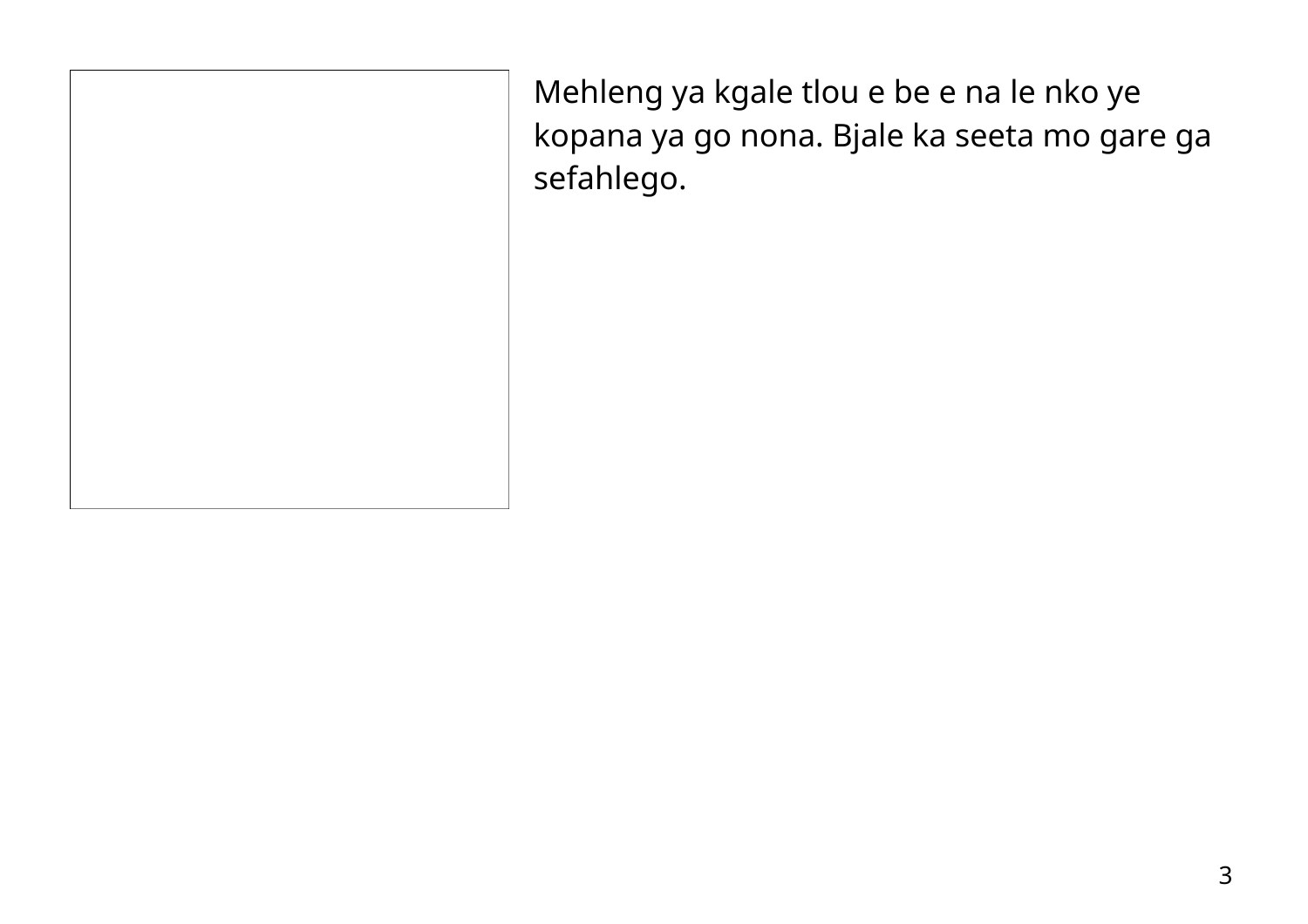Mehleng ya kgale tlou e be e na le nko ye kopana ya go nona. Bjale ka seeta mo gare ga sefahlego.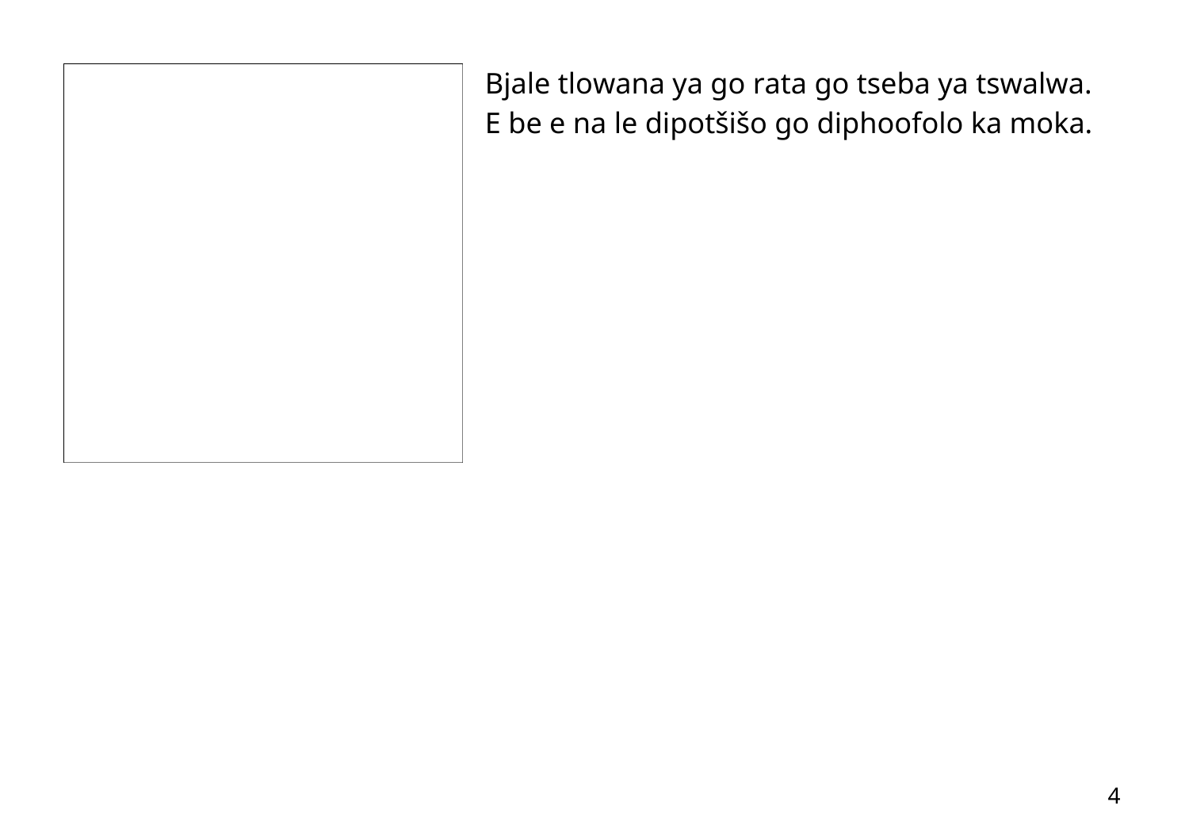Bjale tlowana ya go rata go tseba ya tswalwa.
E be e na le dipotšišo go diphoofolo ka moka.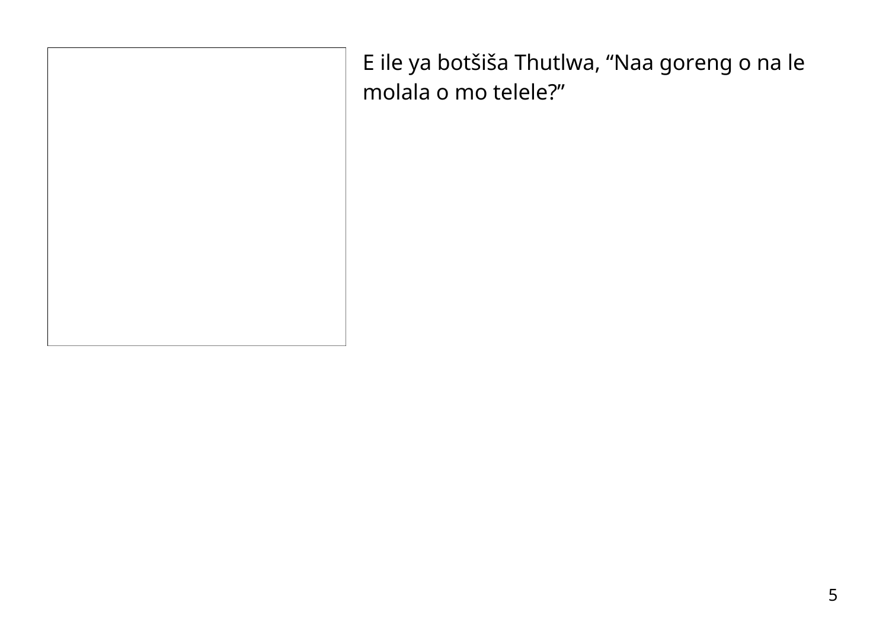E ile ya botšiša Thutlwa, “Naa goreng o na le molala o mo telele?”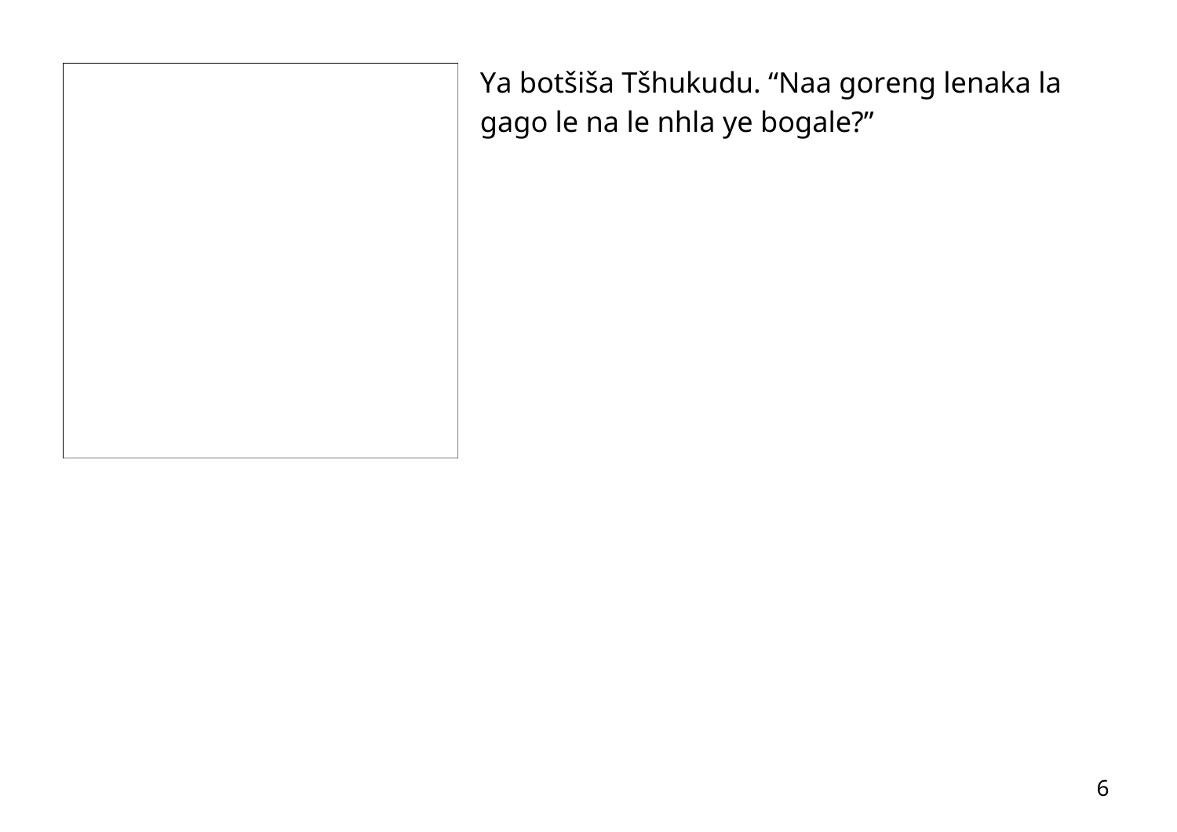Ya botšiša Tšhukudu. “Naa goreng lenaka la gago le na le nhla ye bogale?”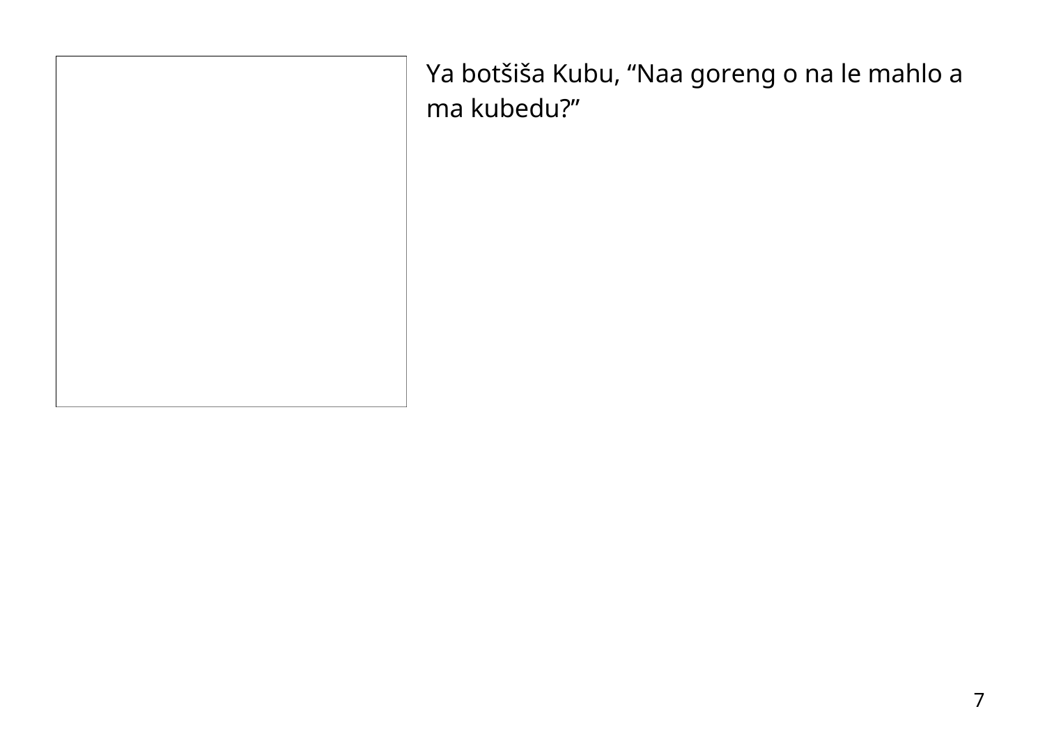Ya botšiša Kubu, “Naa goreng o na le mahlo a ma kubedu?”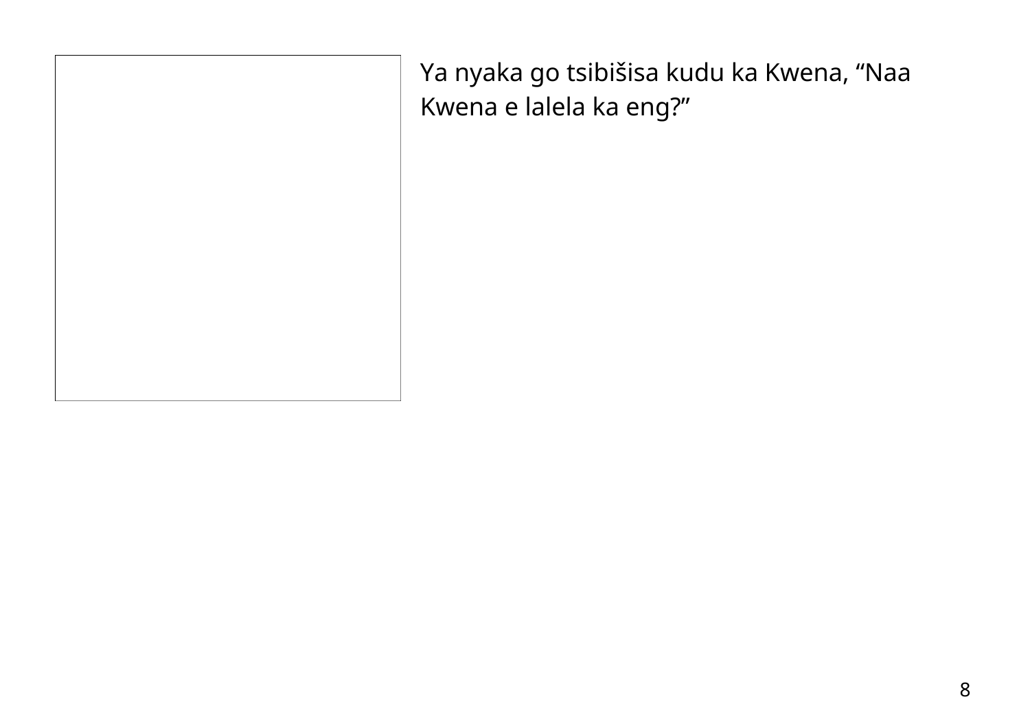Ya nyaka go tsibišisa kudu ka Kwena, “Naa Kwena e lalela ka eng?”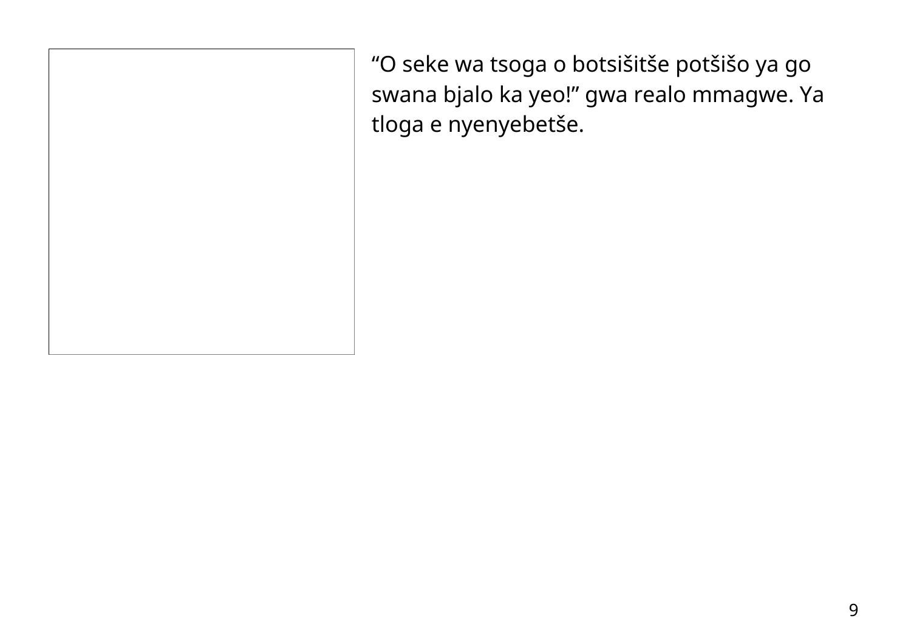“O seke wa tsoga o botsišitše potšišo ya go swana bjalo ka yeo!” gwa realo mmagwe. Ya tloga e nyenyebetše.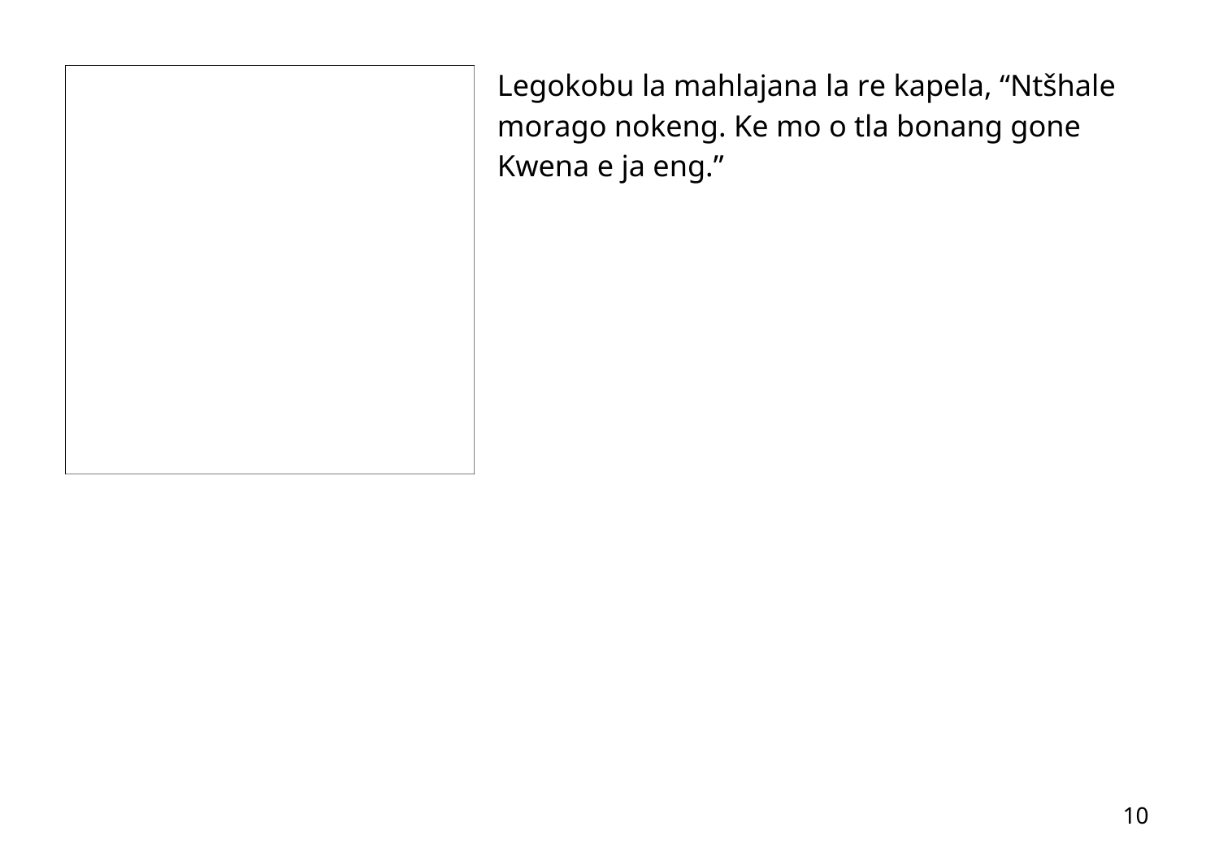Legokobu la mahlajana la re kapela, “Ntšhale morago nokeng. Ke mo o tla bonang gone Kwena e ja eng.”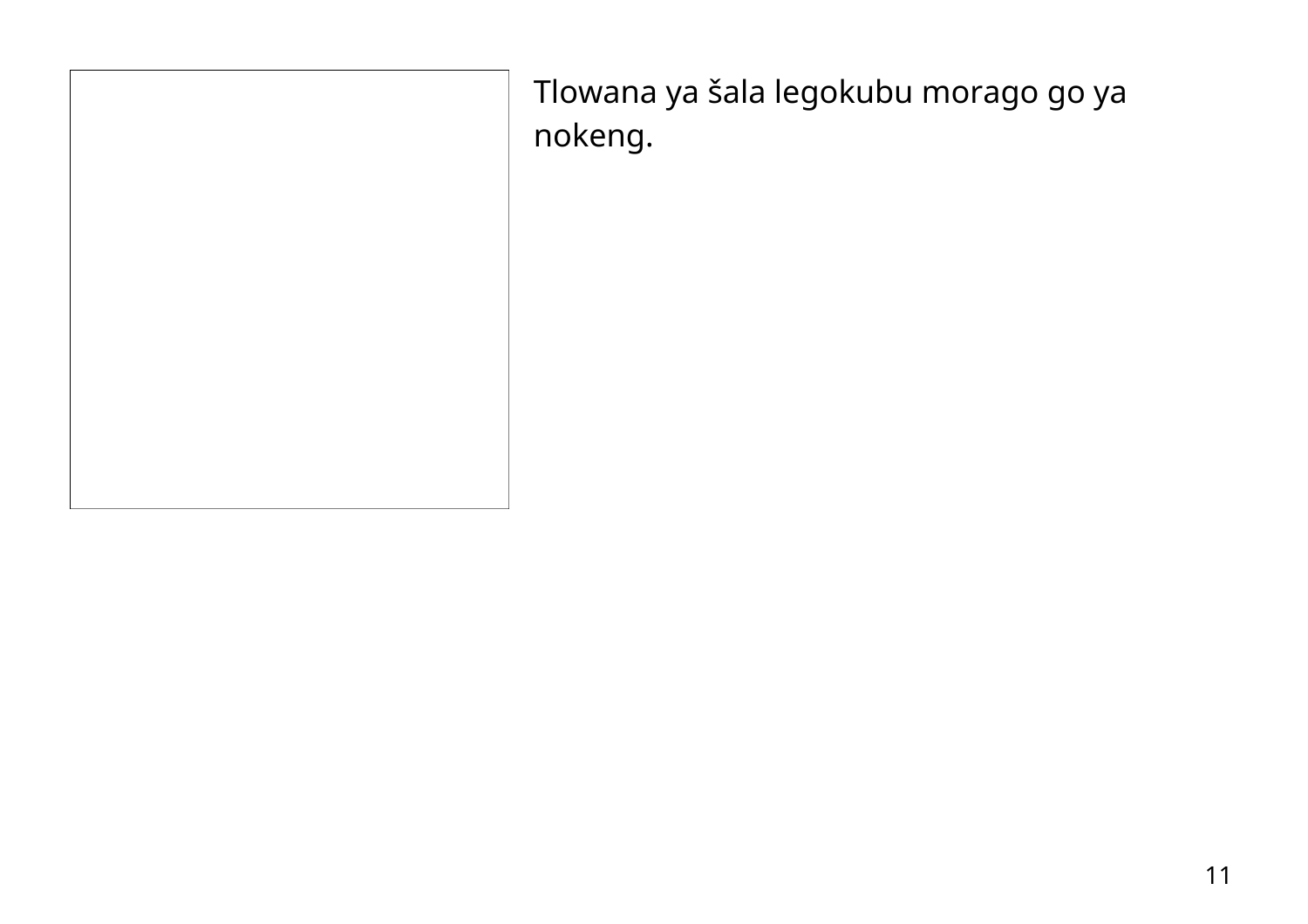Tlowana ya šala legokubu morago go ya nokeng.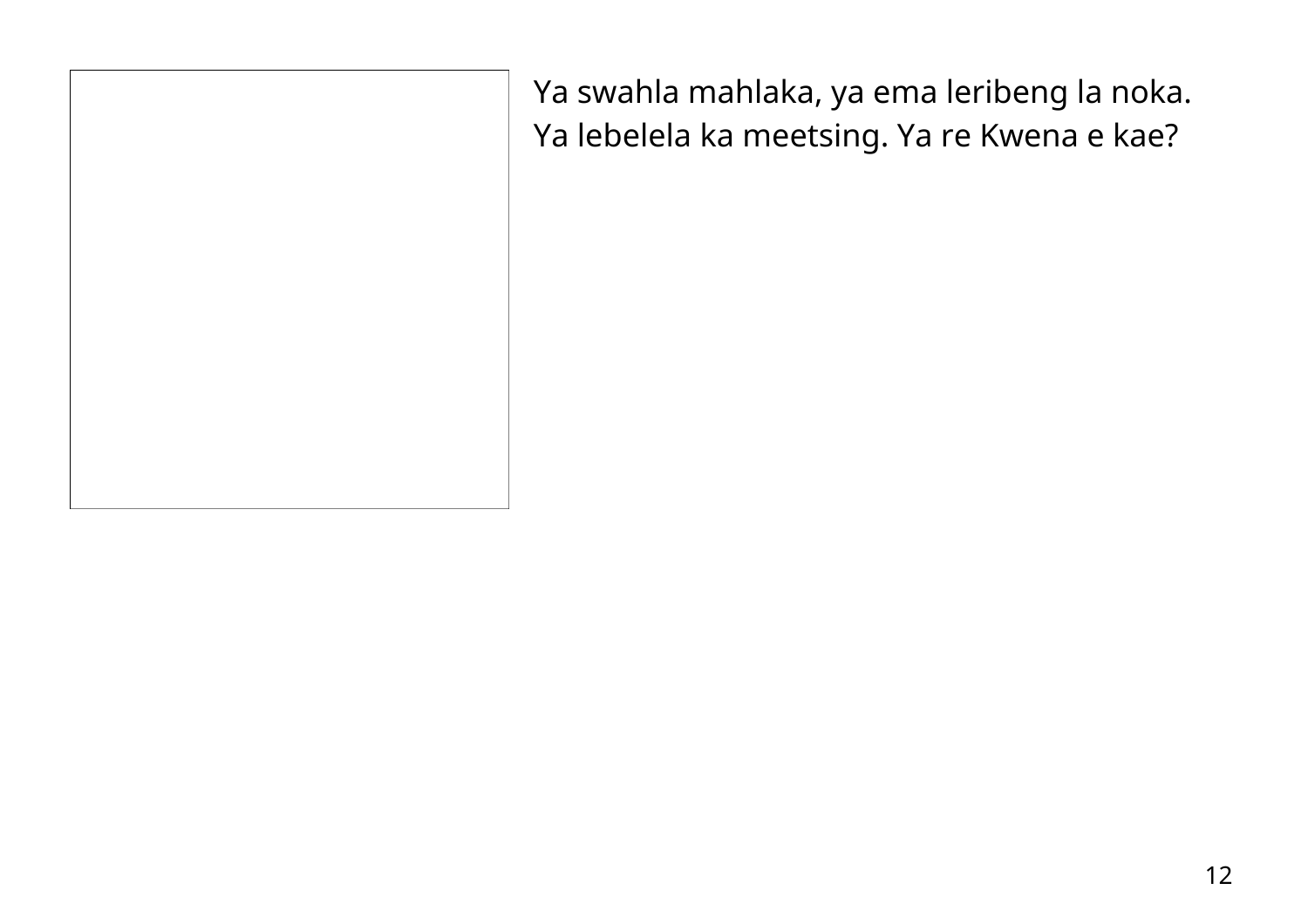Ya swahla mahlaka, ya ema leribeng la noka. Ya lebelela ka meetsing. Ya re Kwena e kae?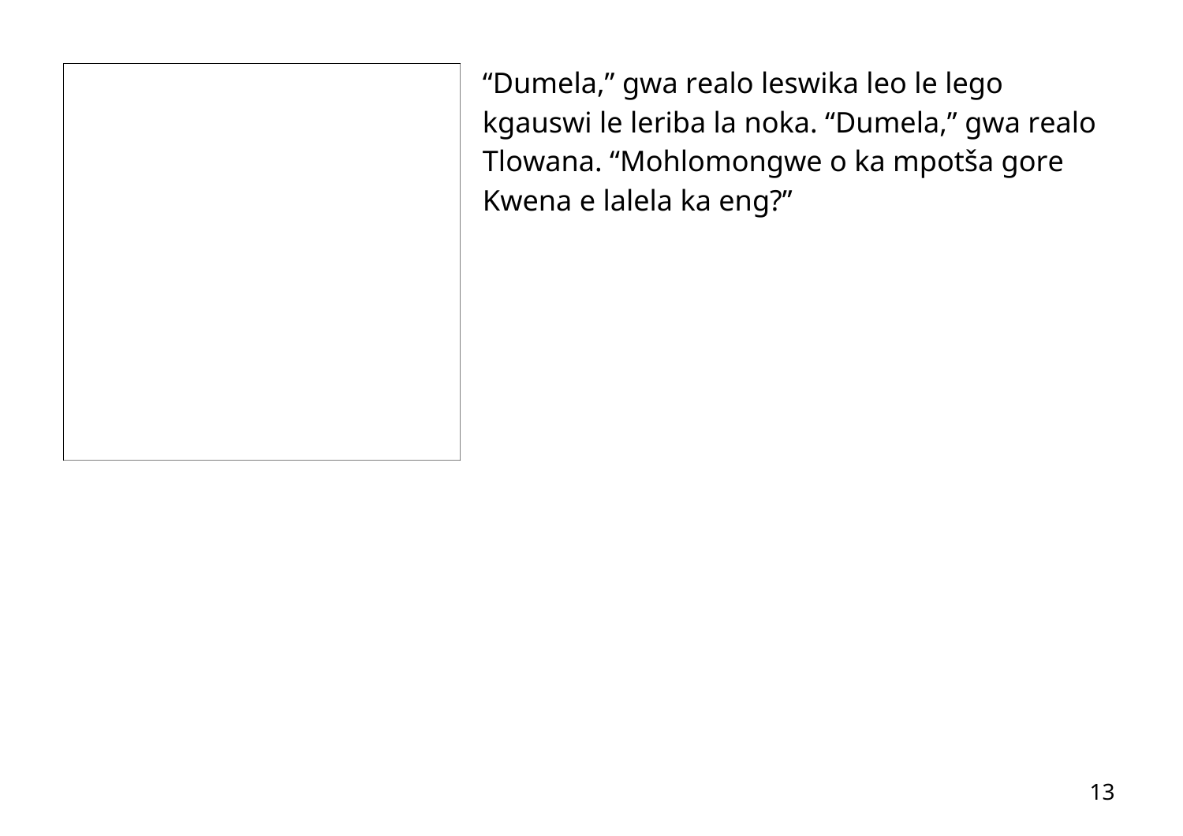“Dumela,” gwa realo leswika leo le lego kgauswi le leriba la noka. “Dumela,” gwa realo Tlowana. “Mohlomongwe o ka mpotša gore Kwena e lalela ka eng?”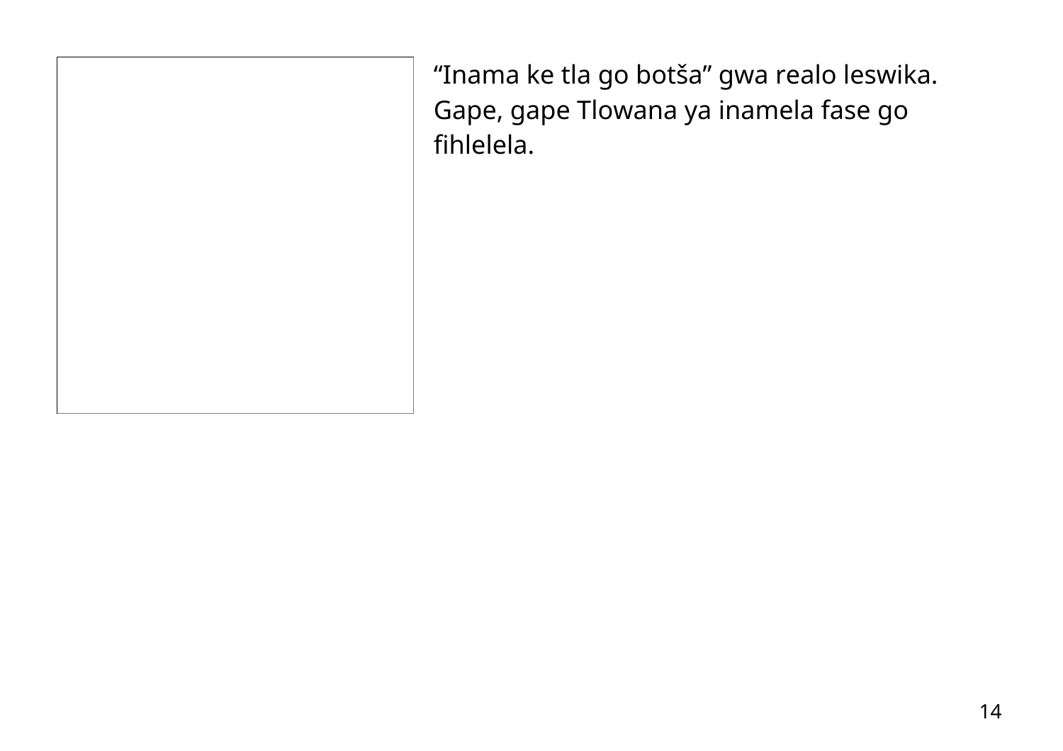“Inama ke tla go botša” gwa realo leswika. Gape, gape Tlowana ya inamela fase go fihlelela.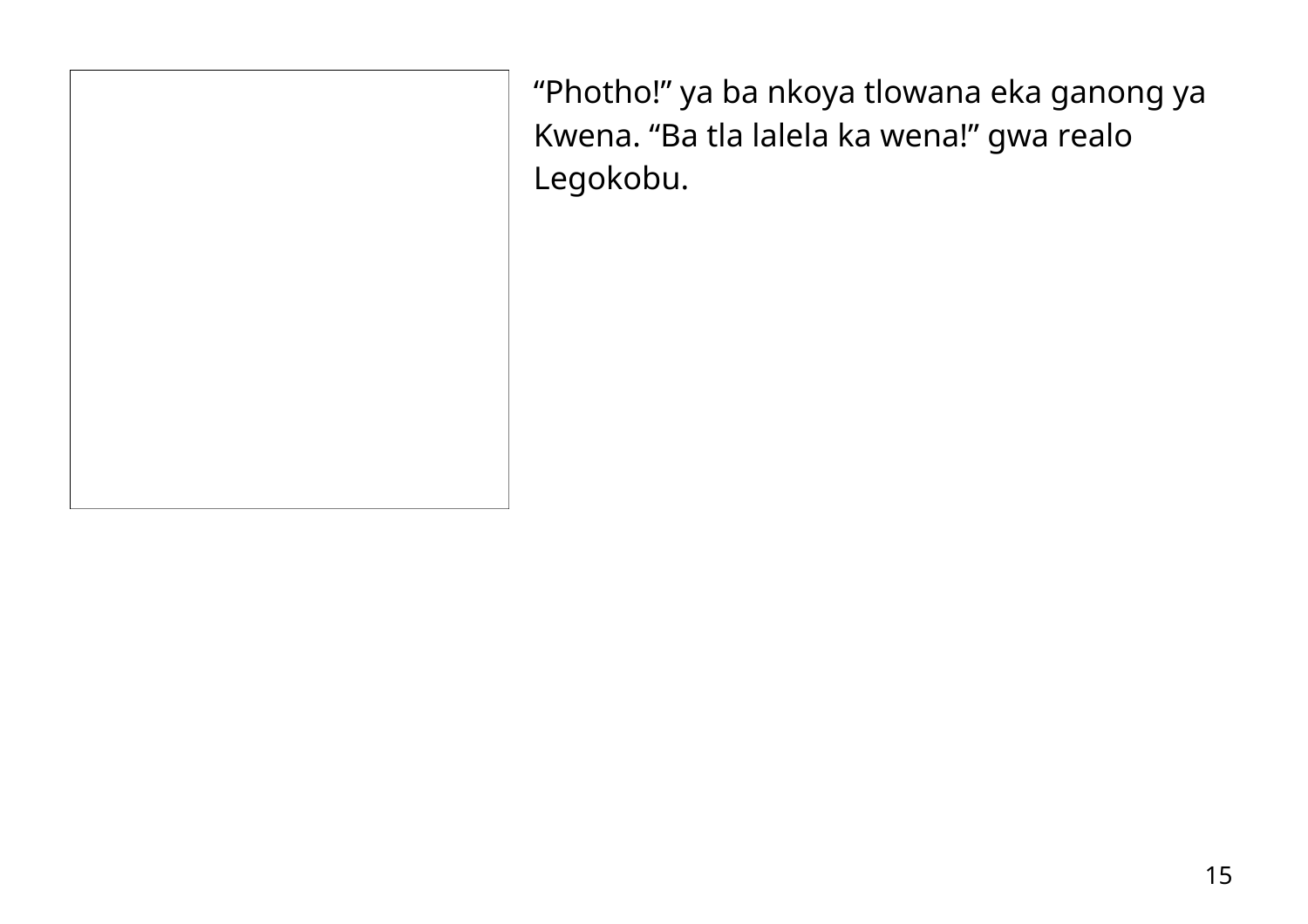“Photho!” ya ba nkoya tlowana eka ganong ya Kwena. “Ba tla lalela ka wena!” gwa realo Legokobu.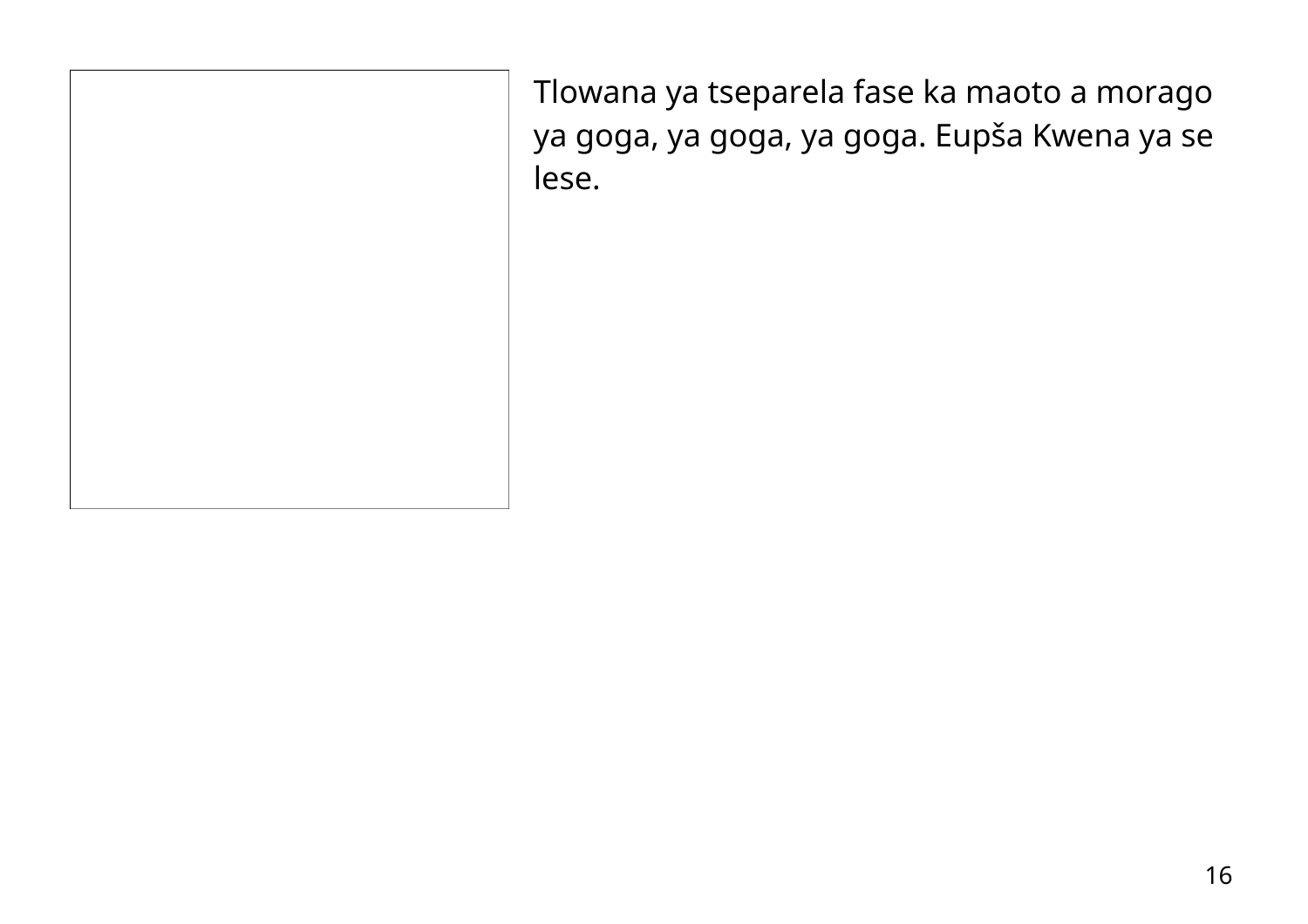Tlowana ya tseparela fase ka maoto a morago ya goga, ya goga, ya goga. Eupša Kwena ya se lese.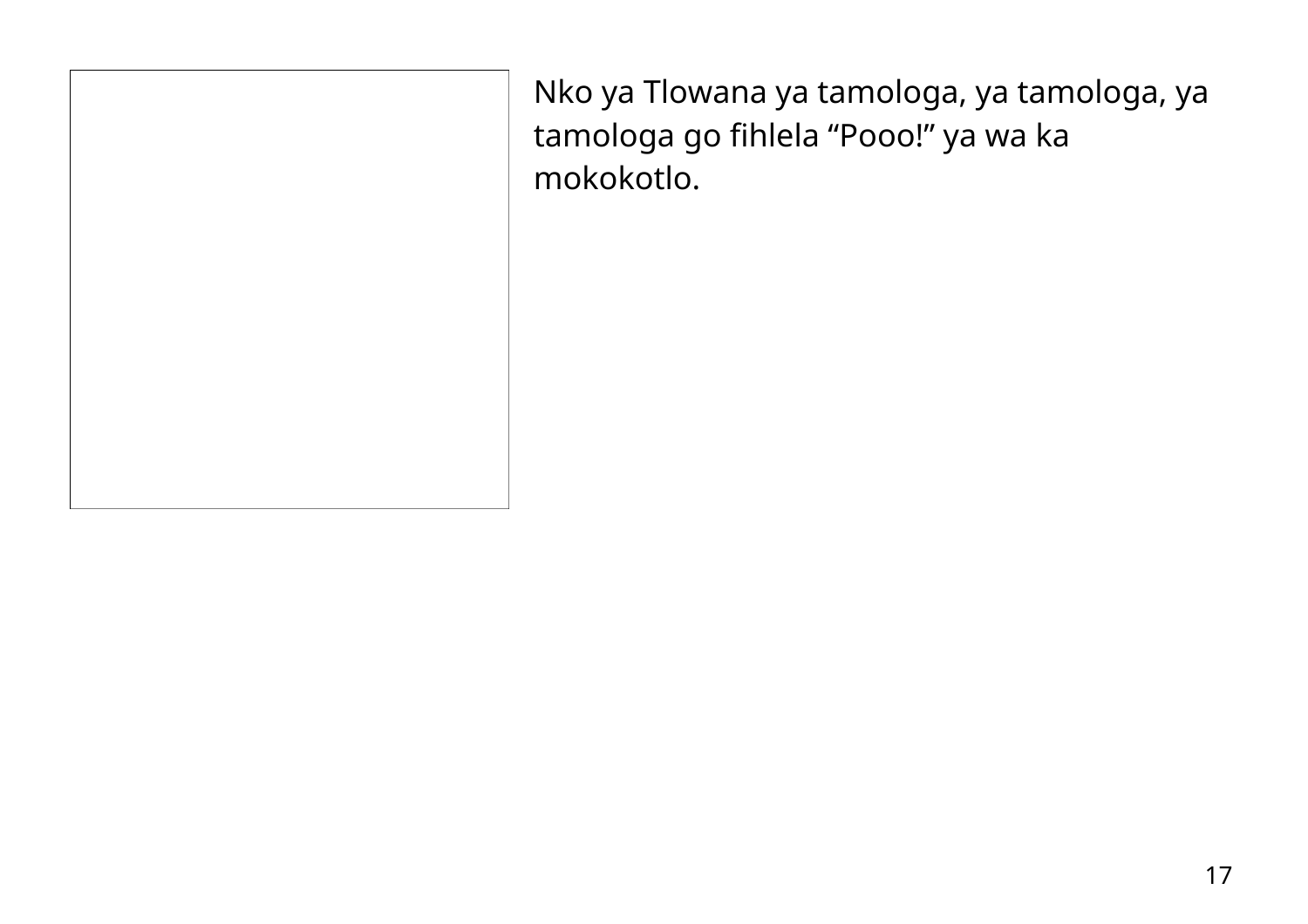Nko ya Tlowana ya tamologa, ya tamologa, ya tamologa go fihlela “Pooo!” ya wa ka mokokotlo.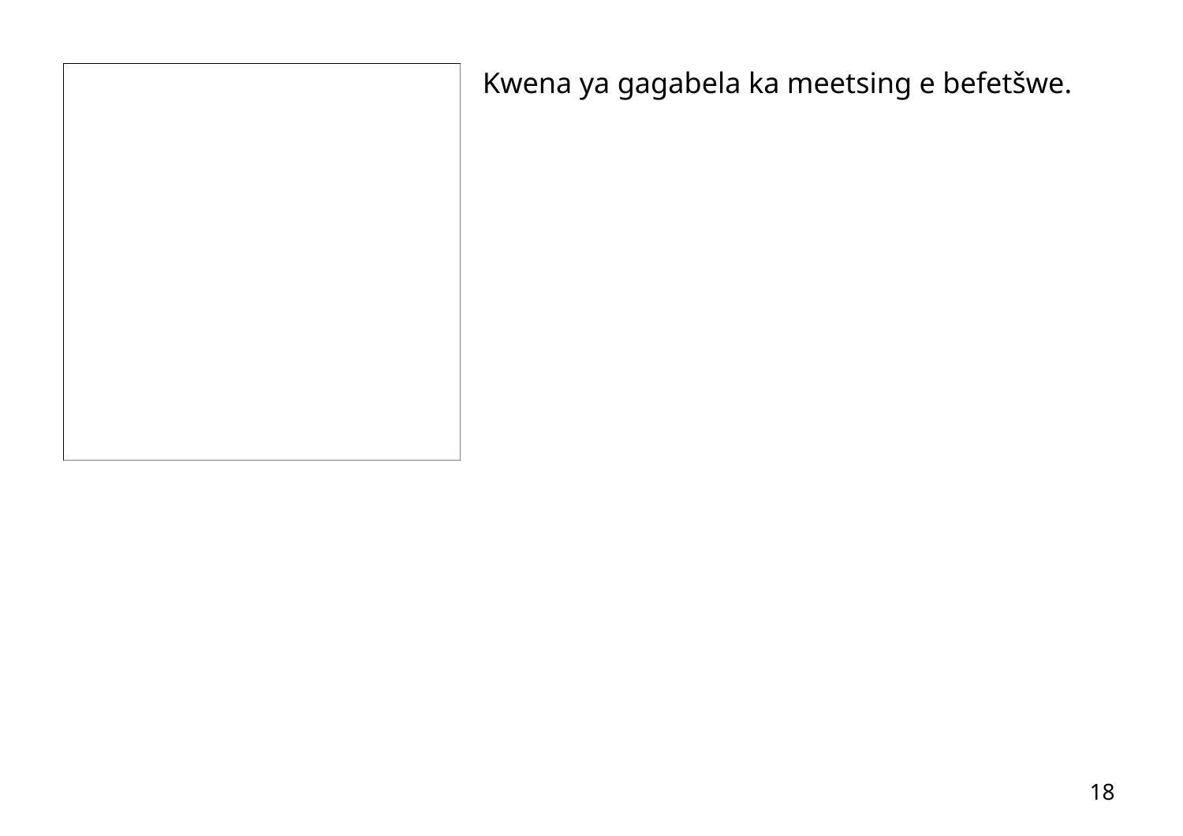Kwena ya gagabela ka meetsing e befetšwe.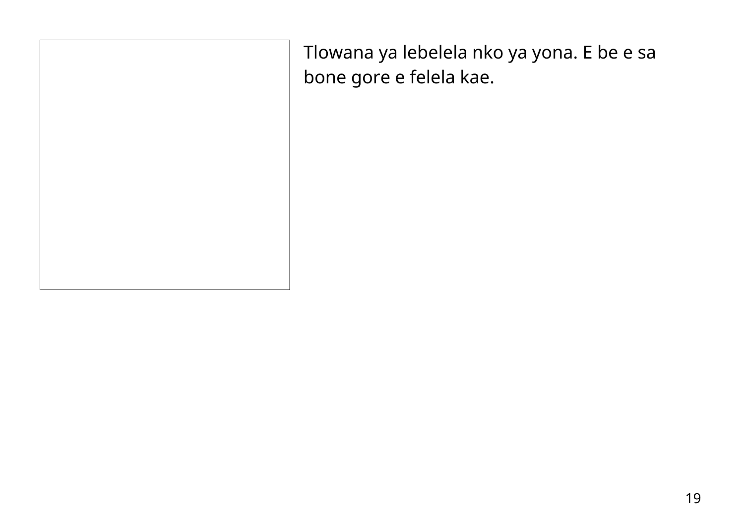Tlowana ya lebelela nko ya yona. E be e sa bone gore e felela kae.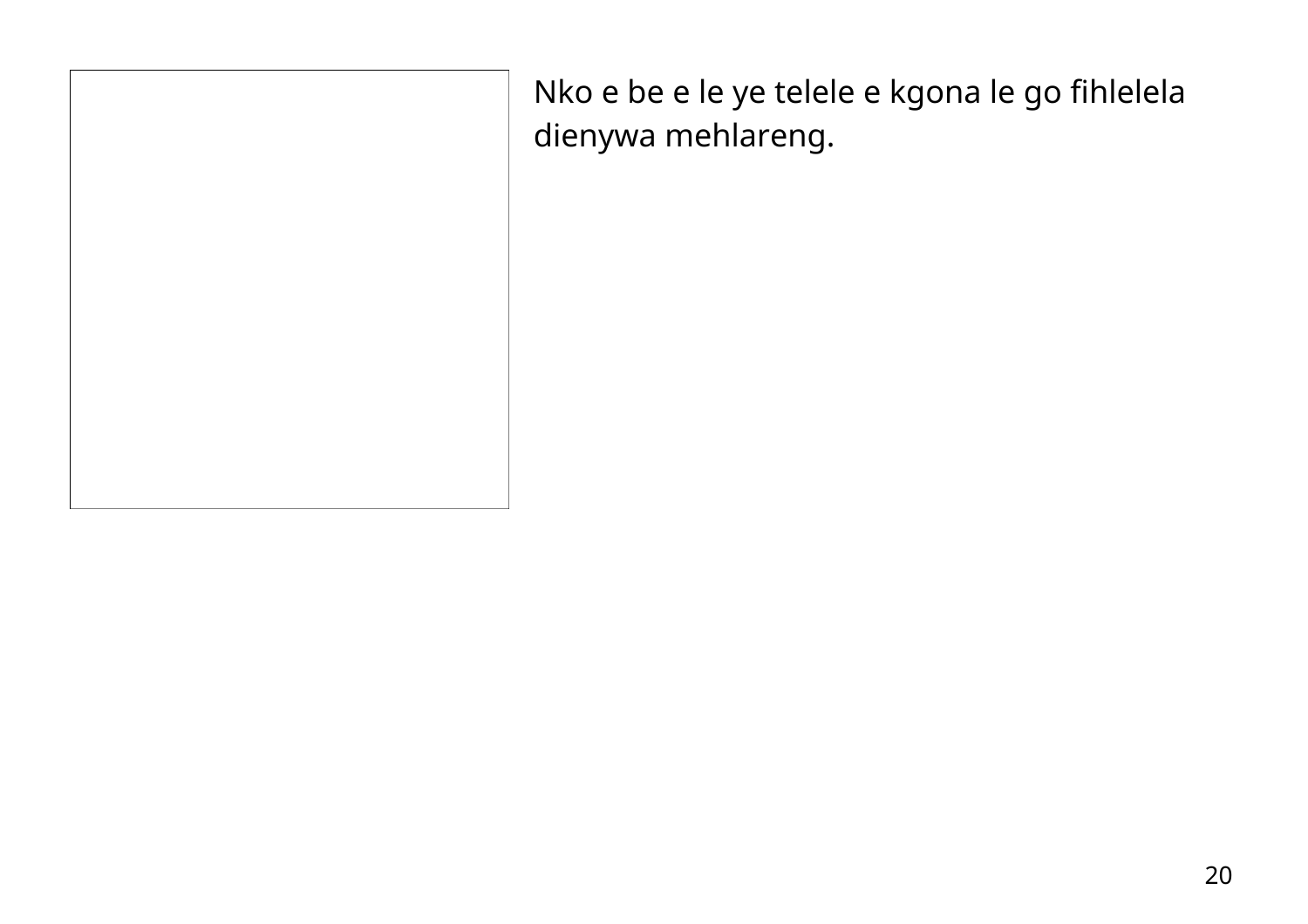Nko e be e le ye telele e kgona le go fihlelela dienywa mehlareng.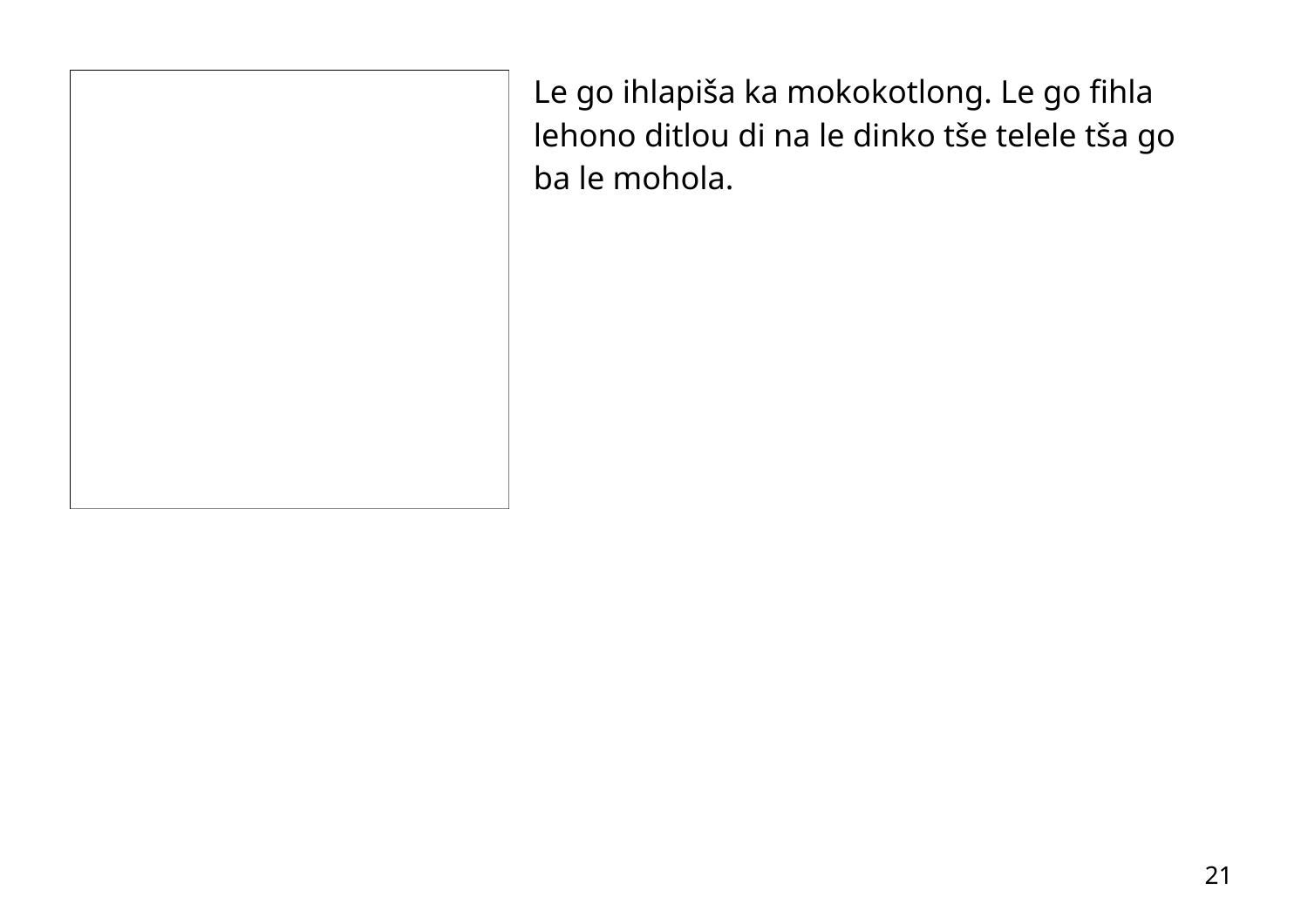Le go ihlapiša ka mokokotlong. Le go fihla lehono ditlou di na le dinko tše telele tša go ba le mohola.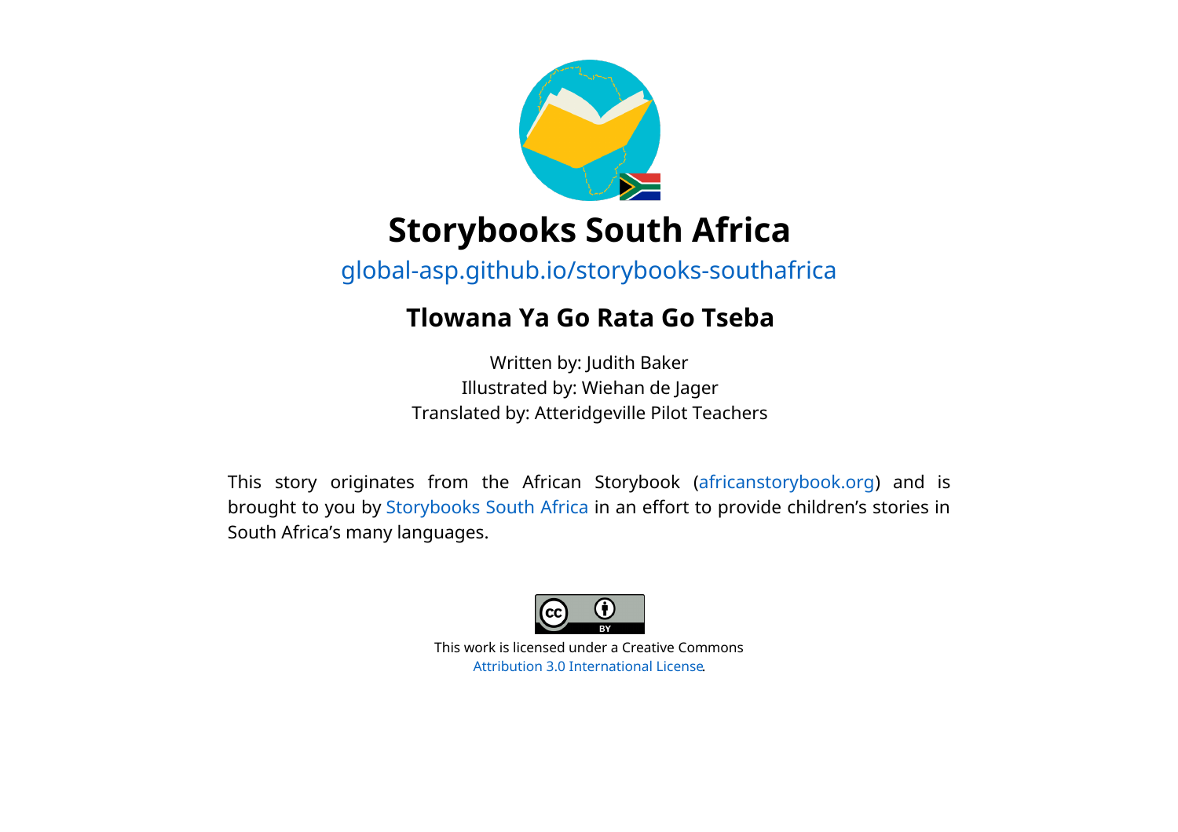# Storybooks South Africa

global-asp.github.io/storybooks-southafrica

## Tlowana Ya Go Rata Go Tseba

Written by: Judith Baker
Illustrated by: Wiehan de Jager
Translated by: Atteridgeville Pilot Teachers

This story originates from the African Storybook (africanstorybook.org) and is brought to you by Storybooks South Africa in an effort to provide children's stories in South Africa's many languages.

This work is licensed under a Creative Commons Attribution 3.0 International License.